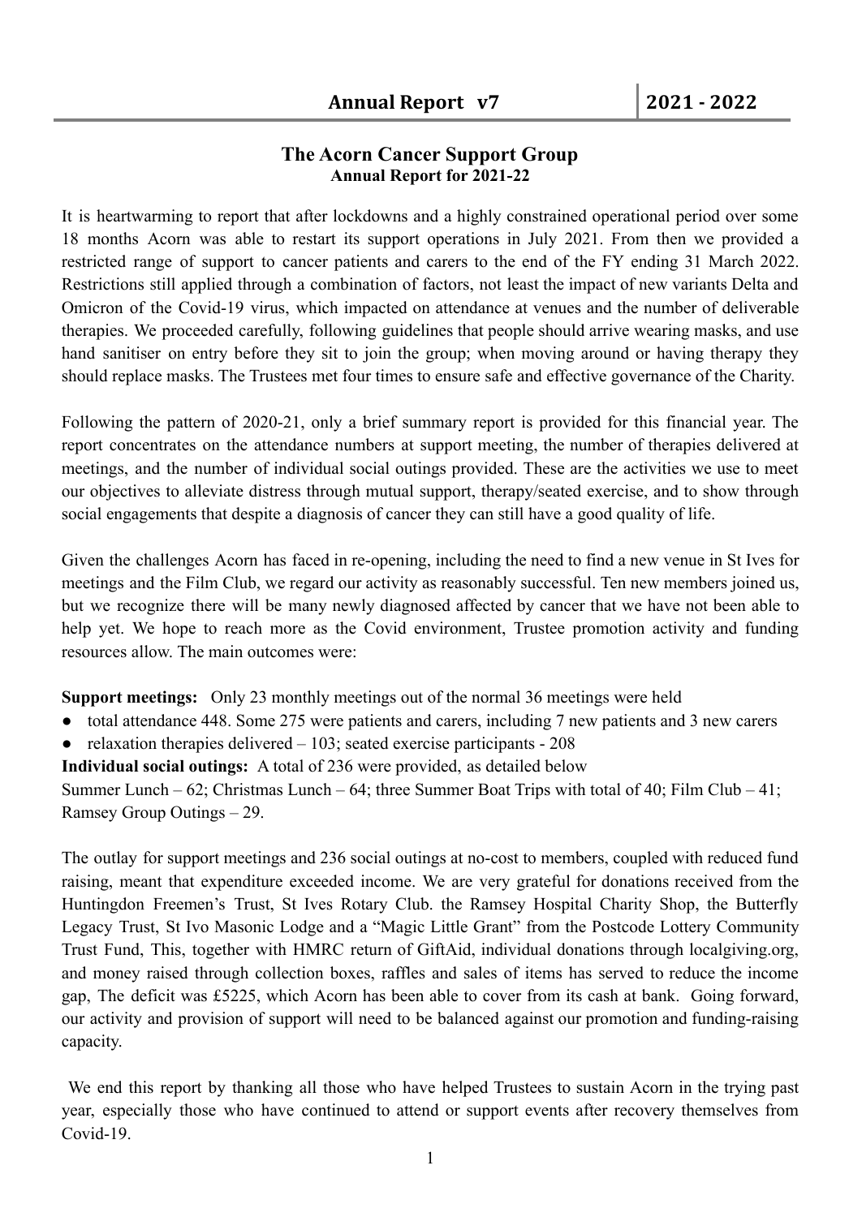# The Acorn Cancer Support Group

**Annual Report for 2021-22**

It is heartwarming to report that after lockdowns and a highly constrained operational period over some 18 months Acorn was able to restart its support operations in July 2021. From then we provided a restricted range of support to cancer patients and carers to the end of the FY ending 31 March 2022. Restrictions still applied through a combination of factors, not least the impact of new variants Delta and Omicron of the Covid-19 virus, which impacted on attendance at venues and the number of deliverable therapies. We proceeded carefully, following guidelines that people should arrive wearing masks, and use hand sanitiser on entry before they sit to join the group; when moving around or having therapy they should replace masks. The Trustees met four times to ensure safe and effective governance of the Charity.

Following the pattern of 2020-21, only a brief summary report is provided for this financial year. The report concentrates on the attendance numbers at support meeting, the number of therapies delivered at meetings, and the number of individual social outings provided. These are the activities we use to meet our objectives to alleviate distress through mutual support, therapy/seated exercise, and to show through social engagements that despite a diagnosis of cancer they can still have a good quality of life.

Given the challenges Acorn has faced in re-opening, including the need to find a new venue in St Ives for meetings and the Film Club, we regard our activity as reasonably successful. Ten new members joined us, but we recognize there will be many newly diagnosed affected by cancer that we have not been able to help yet. We hope to reach more as the Covid environment, Trustee promotion activity and funding resources allow. The main outcomes were:

**Support meetings:** Only 23 monthly meetings out of the normal 36 meetings were held

- total attendance 448. Some 275 were patients and carers, including 7 new patients and 3 new carers
- relaxation therapies delivered – 103; seated exercise participants - 208

**Individual social outings:** A total of 236 were provided, as detailed below

Summer Lunch – 62; Christmas Lunch – 64; three Summer Boat Trips with total of 40; Film Club – 41; Ramsey Group Outings – 29.

The outlay for support meetings and 236 social outings at no-cost to members, coupled with reduced fund raising, meant that expenditure exceeded income. We are very grateful for donations received from the Huntingdon Freemen's Trust, St Ives Rotary Club. the Ramsey Hospital Charity Shop, the Butterfly Legacy Trust, St Ivo Masonic Lodge and a "Magic Little Grant" from the Postcode Lottery Community Trust Fund, This, together with HMRC return of GiftAid, individual donations through localgiving.org, and money raised through collection boxes, raffles and sales of items has served to reduce the income gap, The deficit was £5225, which Acorn has been able to cover from its cash at bank. Going forward, our activity and provision of support will need to be balanced against our promotion and funding-raising capacity.

We end this report by thanking all those who have helped Trustees to sustain Acorn in the trying past year, especially those who have continued to attend or support events after recovery themselves from Covid-19.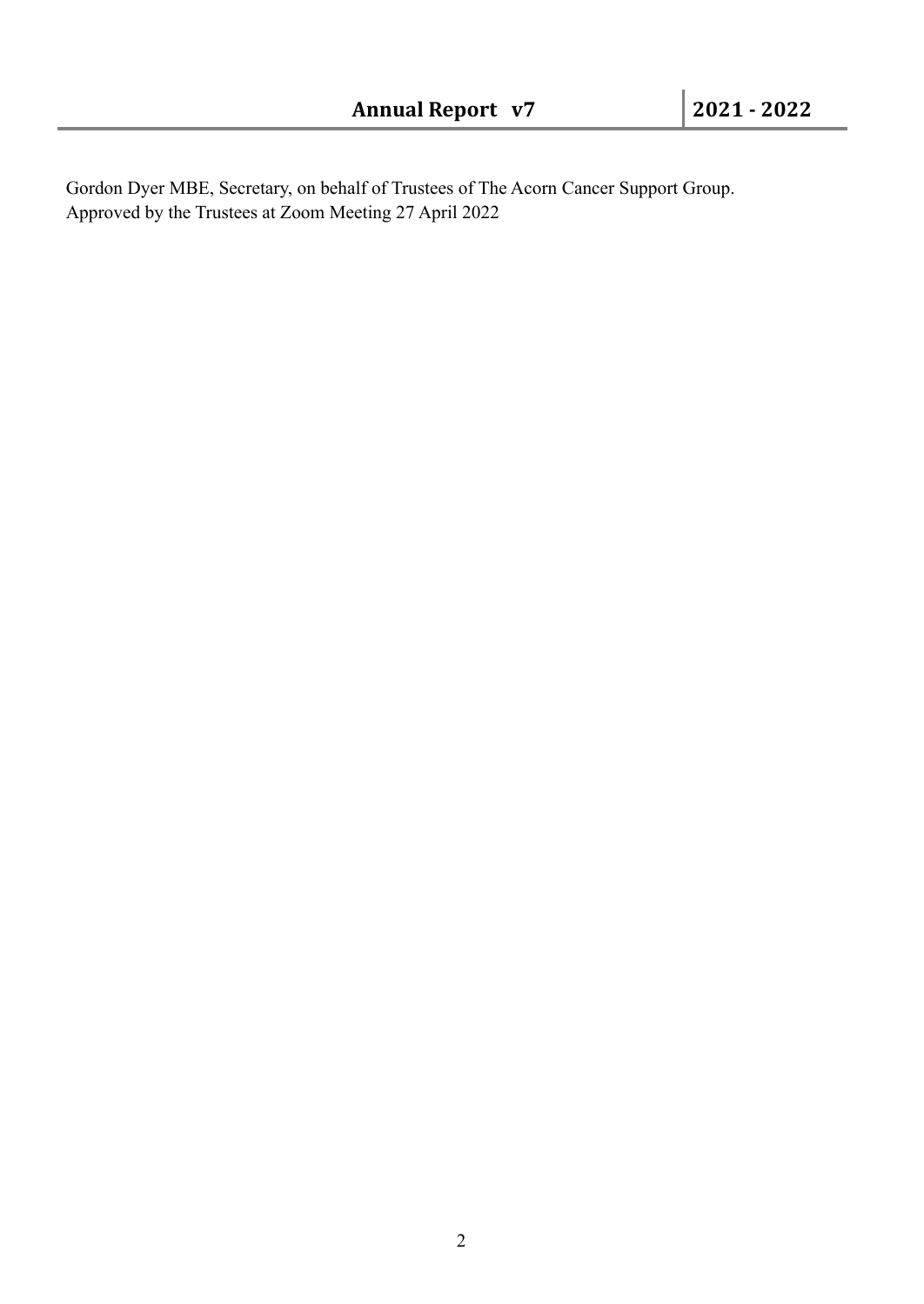Gordon Dyer MBE, Secretary, on behalf of Trustees of The Acorn Cancer Support Group.
Approved by the Trustees at Zoom Meeting 27 April 2022